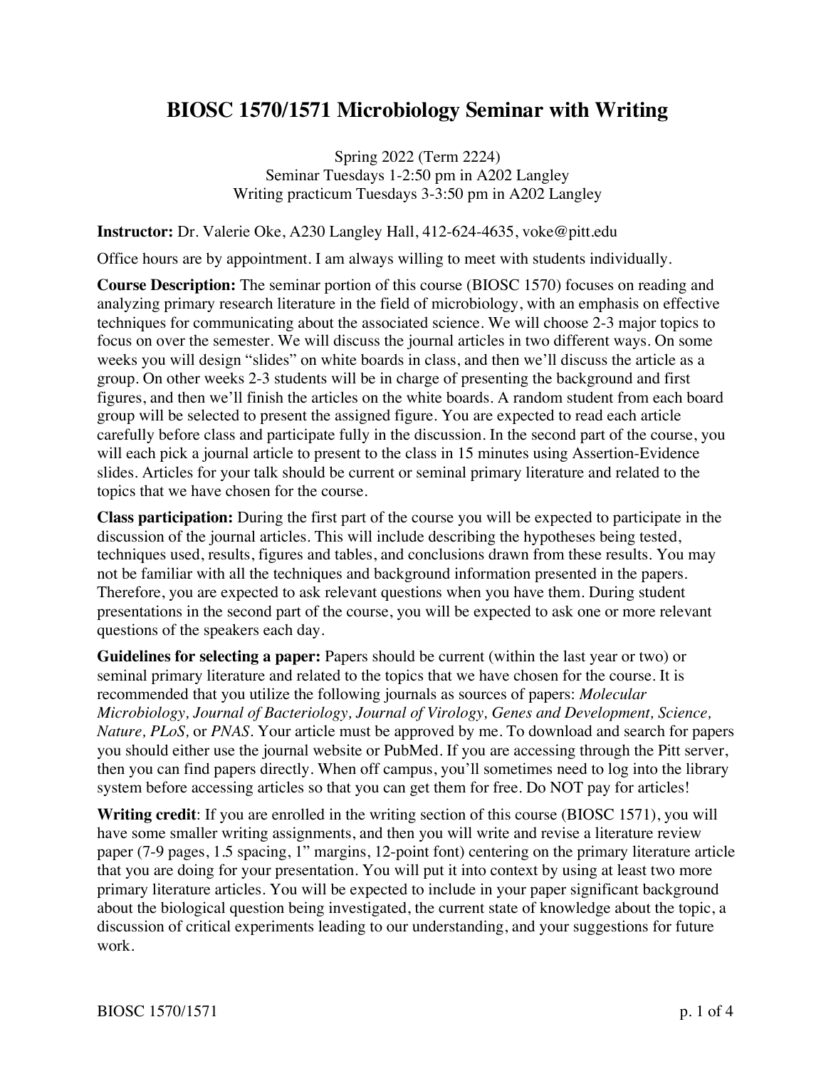# BIOSC 1570/1571 Microbiology Seminar with Writing

Spring 2022 (Term 2224)
Seminar Tuesdays 1-2:50 pm in A202 Langley
Writing practicum Tuesdays 3-3:50 pm in A202 Langley

**Instructor:** Dr. Valerie Oke, A230 Langley Hall, 412-624-4635, voke@pitt.edu

Office hours are by appointment. I am always willing to meet with students individually.

**Course Description:** The seminar portion of this course (BIOSC 1570) focuses on reading and analyzing primary research literature in the field of microbiology, with an emphasis on effective techniques for communicating about the associated science. We will choose 2-3 major topics to focus on over the semester. We will discuss the journal articles in two different ways. On some weeks you will design "slides" on white boards in class, and then we'll discuss the article as a group. On other weeks 2-3 students will be in charge of presenting the background and first figures, and then we'll finish the articles on the white boards. A random student from each board group will be selected to present the assigned figure. You are expected to read each article carefully before class and participate fully in the discussion. In the second part of the course, you will each pick a journal article to present to the class in 15 minutes using Assertion-Evidence slides. Articles for your talk should be current or seminal primary literature and related to the topics that we have chosen for the course.

**Class participation:** During the first part of the course you will be expected to participate in the discussion of the journal articles. This will include describing the hypotheses being tested, techniques used, results, figures and tables, and conclusions drawn from these results. You may not be familiar with all the techniques and background information presented in the papers. Therefore, you are expected to ask relevant questions when you have them. During student presentations in the second part of the course, you will be expected to ask one or more relevant questions of the speakers each day.

**Guidelines for selecting a paper:** Papers should be current (within the last year or two) or seminal primary literature and related to the topics that we have chosen for the course. It is recommended that you utilize the following journals as sources of papers: *Molecular Microbiology, Journal of Bacteriology, Journal of Virology, Genes and Development, Science, Nature, PLoS,* or *PNAS*. Your article must be approved by me. To download and search for papers you should either use the journal website or PubMed. If you are accessing through the Pitt server, then you can find papers directly. When off campus, you'll sometimes need to log into the library system before accessing articles so that you can get them for free. Do NOT pay for articles!

**Writing credit**: If you are enrolled in the writing section of this course (BIOSC 1571), you will have some smaller writing assignments, and then you will write and revise a literature review paper (7-9 pages, 1.5 spacing, 1" margins, 12-point font) centering on the primary literature article that you are doing for your presentation. You will put it into context by using at least two more primary literature articles. You will be expected to include in your paper significant background about the biological question being investigated, the current state of knowledge about the topic, a discussion of critical experiments leading to our understanding, and your suggestions for future work.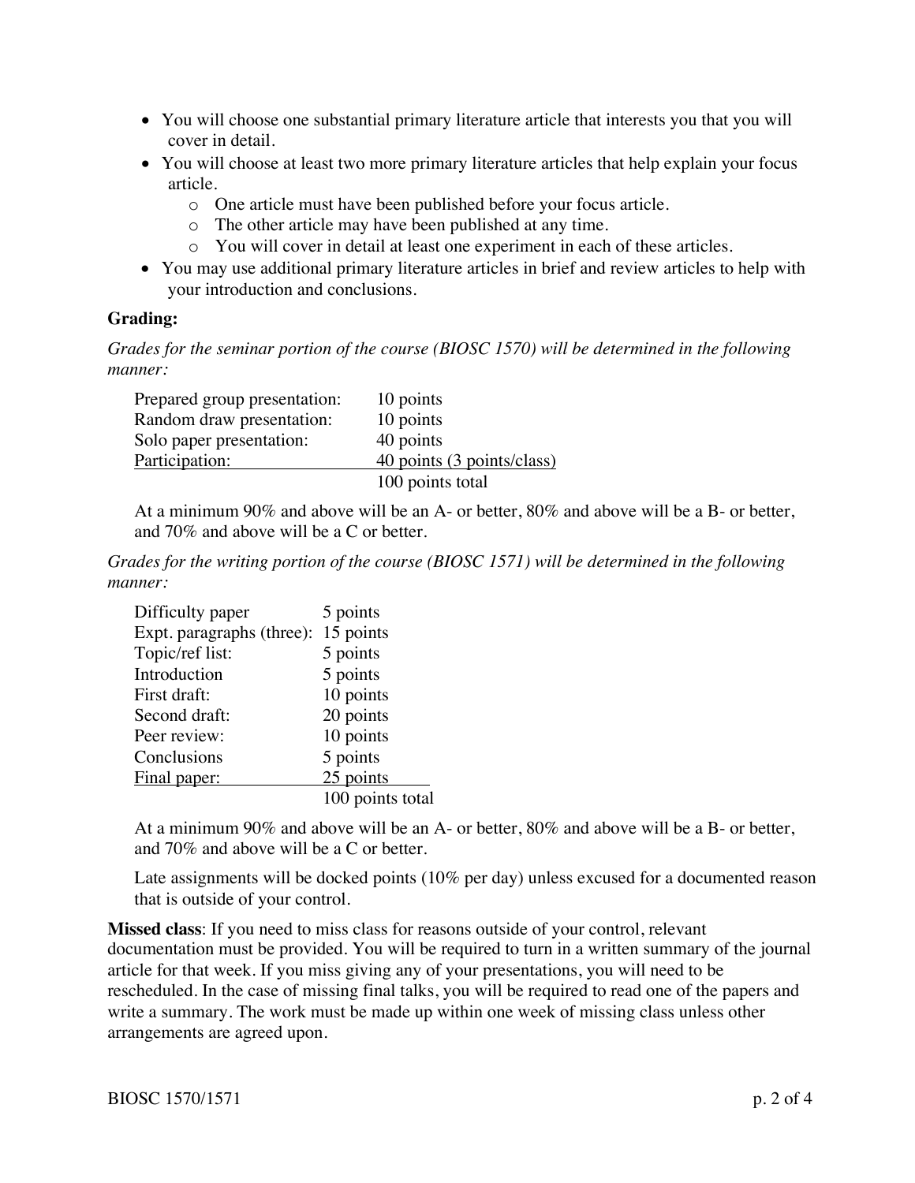- You will choose one substantial primary literature article that interests you that you will cover in detail.
- You will choose at least two more primary literature articles that help explain your focus article.
  - One article must have been published before your focus article.
  - The other article may have been published at any time.
  - You will cover in detail at least one experiment in each of these articles.
- You may use additional primary literature articles in brief and review articles to help with your introduction and conclusions.

**Grading:**

*Grades for the seminar portion of the course (BIOSC 1570) will be determined in the following manner:*

| | |
|---|---|
| Prepared group presentation: | 10 points |
| Random draw presentation: | 10 points |
| Solo paper presentation: | 40 points |
| Participation: | 40 points (3 points/class) |
| | 100 points total |

At a minimum 90% and above will be an A- or better, 80% and above will be a B- or better, and 70% and above will be a C or better.

*Grades for the writing portion of the course (BIOSC 1571) will be determined in the following manner:*

| | |
|---|---|
| Difficulty paper | 5 points |
| Expt. paragraphs (three): | 15 points |
| Topic/ref list: | 5 points |
| Introduction | 5 points |
| First draft: | 10 points |
| Second draft: | 20 points |
| Peer review: | 10 points |
| Conclusions | 5 points |
| Final paper: | 25 points |
| | 100 points total |

At a minimum 90% and above will be an A- or better, 80% and above will be a B- or better, and 70% and above will be a C or better.

Late assignments will be docked points (10% per day) unless excused for a documented reason that is outside of your control.

**Missed class**: If you need to miss class for reasons outside of your control, relevant documentation must be provided. You will be required to turn in a written summary of the journal article for that week. If you miss giving any of your presentations, you will need to be rescheduled. In the case of missing final talks, you will be required to read one of the papers and write a summary. The work must be made up within one week of missing class unless other arrangements are agreed upon.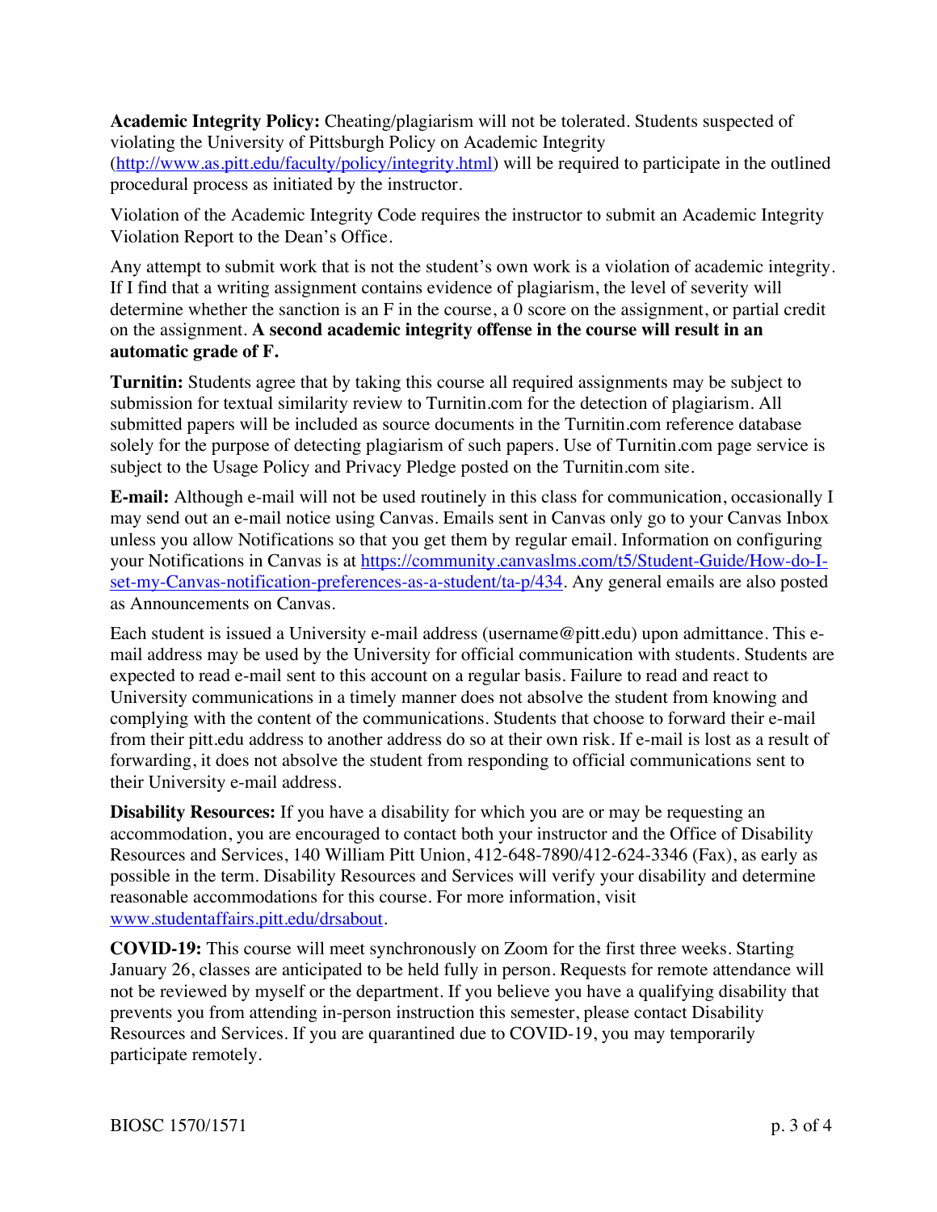**Academic Integrity Policy:** Cheating/plagiarism will not be tolerated. Students suspected of violating the University of Pittsburgh Policy on Academic Integrity (http://www.as.pitt.edu/faculty/policy/integrity.html) will be required to participate in the outlined procedural process as initiated by the instructor.

Violation of the Academic Integrity Code requires the instructor to submit an Academic Integrity Violation Report to the Dean's Office.

Any attempt to submit work that is not the student's own work is a violation of academic integrity. If I find that a writing assignment contains evidence of plagiarism, the level of severity will determine whether the sanction is an F in the course, a 0 score on the assignment, or partial credit on the assignment. **A second academic integrity offense in the course will result in an automatic grade of F.**

**Turnitin:** Students agree that by taking this course all required assignments may be subject to submission for textual similarity review to Turnitin.com for the detection of plagiarism. All submitted papers will be included as source documents in the Turnitin.com reference database solely for the purpose of detecting plagiarism of such papers. Use of Turnitin.com page service is subject to the Usage Policy and Privacy Pledge posted on the Turnitin.com site.

**E-mail:** Although e-mail will not be used routinely in this class for communication, occasionally I may send out an e-mail notice using Canvas. Emails sent in Canvas only go to your Canvas Inbox unless you allow Notifications so that you get them by regular email. Information on configuring your Notifications in Canvas is at https://community.canvaslms.com/t5/Student-Guide/How-do-I-set-my-Canvas-notification-preferences-as-a-student/ta-p/434. Any general emails are also posted as Announcements on Canvas.

Each student is issued a University e-mail address (username@pitt.edu) upon admittance. This e-mail address may be used by the University for official communication with students. Students are expected to read e-mail sent to this account on a regular basis. Failure to read and react to University communications in a timely manner does not absolve the student from knowing and complying with the content of the communications. Students that choose to forward their e-mail from their pitt.edu address to another address do so at their own risk. If e-mail is lost as a result of forwarding, it does not absolve the student from responding to official communications sent to their University e-mail address.

**Disability Resources:** If you have a disability for which you are or may be requesting an accommodation, you are encouraged to contact both your instructor and the Office of Disability Resources and Services, 140 William Pitt Union, 412-648-7890/412-624-3346 (Fax), as early as possible in the term. Disability Resources and Services will verify your disability and determine reasonable accommodations for this course. For more information, visit www.studentaffairs.pitt.edu/drsabout.

**COVID-19:** This course will meet synchronously on Zoom for the first three weeks. Starting January 26, classes are anticipated to be held fully in person. Requests for remote attendance will not be reviewed by myself or the department. If you believe you have a qualifying disability that prevents you from attending in-person instruction this semester, please contact Disability Resources and Services. If you are quarantined due to COVID-19, you may temporarily participate remotely.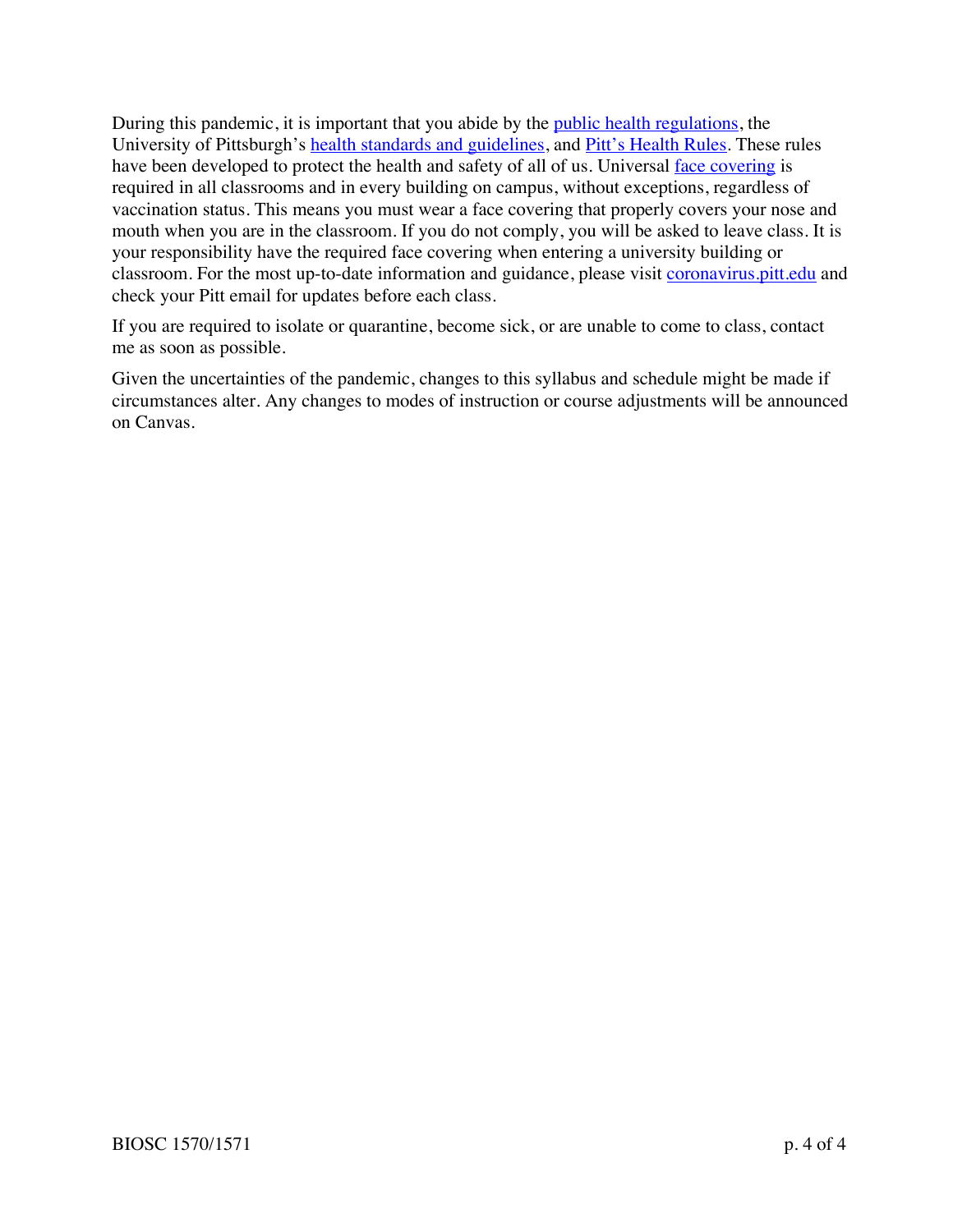During this pandemic, it is important that you abide by the public health regulations, the University of Pittsburgh's health standards and guidelines, and Pitt's Health Rules. These rules have been developed to protect the health and safety of all of us. Universal face covering is required in all classrooms and in every building on campus, without exceptions, regardless of vaccination status. This means you must wear a face covering that properly covers your nose and mouth when you are in the classroom. If you do not comply, you will be asked to leave class. It is your responsibility have the required face covering when entering a university building or classroom. For the most up-to-date information and guidance, please visit coronavirus.pitt.edu and check your Pitt email for updates before each class.

If you are required to isolate or quarantine, become sick, or are unable to come to class, contact me as soon as possible.

Given the uncertainties of the pandemic, changes to this syllabus and schedule might be made if circumstances alter. Any changes to modes of instruction or course adjustments will be announced on Canvas.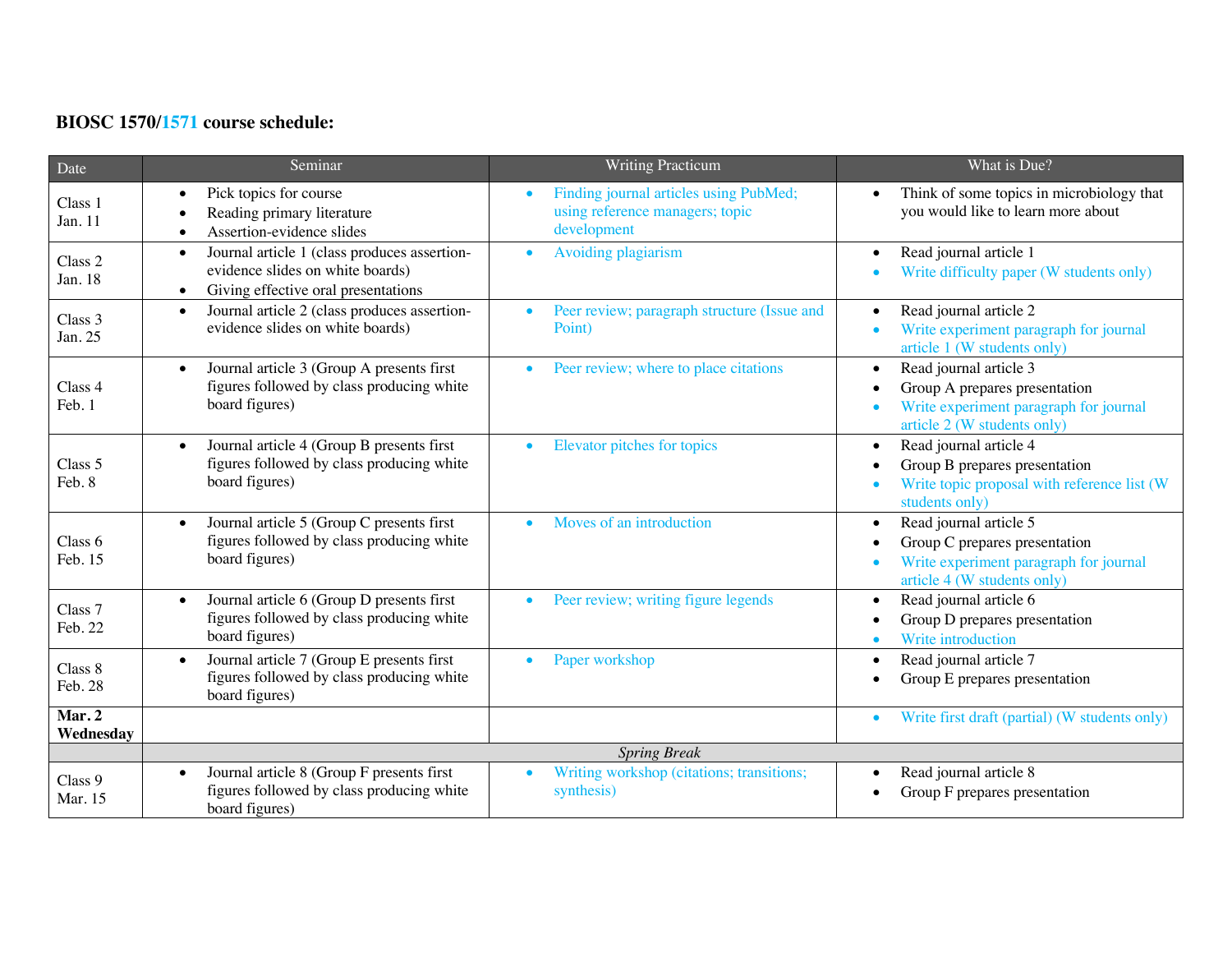**BIOSC 1570/1571 course schedule:**

| Date | Seminar | Writing Practicum | What is Due? |
|---|---|---|---|
| Class 1<br>Jan. 11 | • Pick topics for course<br>• Reading primary literature<br>• Assertion-evidence slides | • Finding journal articles using PubMed; using reference managers; topic development | • Think of some topics in microbiology that you would like to learn more about |
| Class 2<br>Jan. 18 | • Journal article 1 (class produces assertion-evidence slides on white boards)<br>• Giving effective oral presentations | • Avoiding plagiarism | • Read journal article 1<br>• Write difficulty paper (W students only) |
| Class 3<br>Jan. 25 | • Journal article 2 (class produces assertion-evidence slides on white boards) | • Peer review; paragraph structure (Issue and Point) | • Read journal article 2<br>• Write experiment paragraph for journal article 1 (W students only) |
| Class 4<br>Feb. 1 | • Journal article 3 (Group A presents first figures followed by class producing white board figures) | • Peer review; where to place citations | • Read journal article 3<br>• Group A prepares presentation<br>• Write experiment paragraph for journal article 2 (W students only) |
| Class 5<br>Feb. 8 | • Journal article 4 (Group B presents first figures followed by class producing white board figures) | • Elevator pitches for topics | • Read journal article 4<br>• Group B prepares presentation<br>• Write topic proposal with reference list (W students only) |
| Class 6<br>Feb. 15 | • Journal article 5 (Group C presents first figures followed by class producing white board figures) | • Moves of an introduction | • Read journal article 5<br>• Group C prepares presentation<br>• Write experiment paragraph for journal article 4 (W students only) |
| Class 7<br>Feb. 22 | • Journal article 6 (Group D presents first figures followed by class producing white board figures) | • Peer review; writing figure legends | • Read journal article 6<br>• Group D prepares presentation<br>• Write introduction |
| Class 8<br>Feb. 28 | • Journal article 7 (Group E presents first figures followed by class producing white board figures) | • Paper workshop | • Read journal article 7<br>• Group E prepares presentation |
| **Mar. 2 Wednesday** | | | • Write first draft (partial) (W students only) |
| | *Spring Break* | | |
| Class 9<br>Mar. 15 | • Journal article 8 (Group F presents first figures followed by class producing white board figures) | • Writing workshop (citations; transitions; synthesis) | • Read journal article 8<br>• Group F prepares presentation |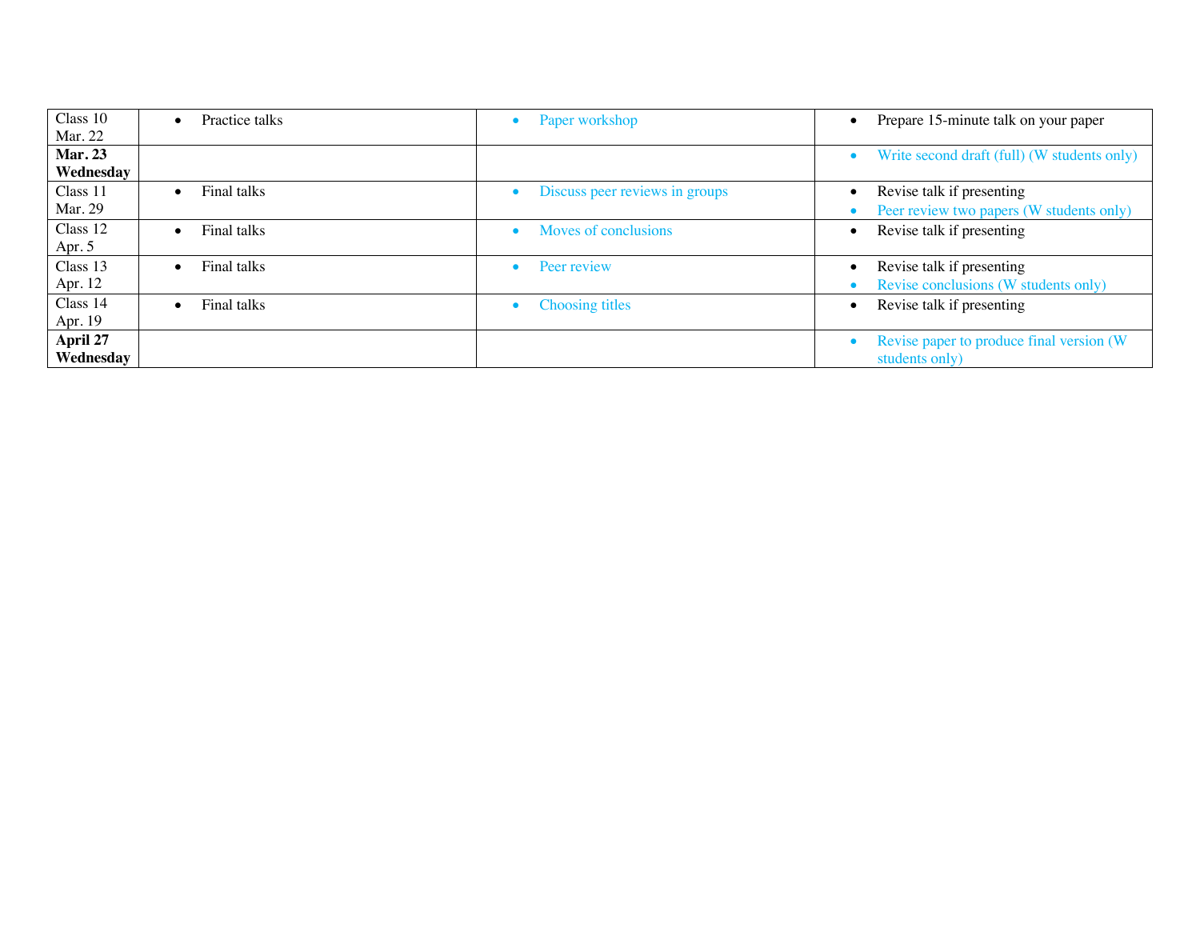| | | | |
|---|---|---|---|
| Class 10<br>Mar. 22 | • Practice talks | • Paper workshop | • Prepare 15-minute talk on your paper |
| **Mar. 23**<br>**Wednesday** | | | • Write second draft (full) (W students only) |
| Class 11<br>Mar. 29 | • Final talks | • Discuss peer reviews in groups | • Revise talk if presenting<br>• Peer review two papers (W students only) |
| Class 12<br>Apr. 5 | • Final talks | • Moves of conclusions | • Revise talk if presenting |
| Class 13<br>Apr. 12 | • Final talks | • Peer review | • Revise talk if presenting<br>• Revise conclusions (W students only) |
| Class 14<br>Apr. 19 | • Final talks | • Choosing titles | • Revise talk if presenting |
| **April 27**<br>**Wednesday** | | | • Revise paper to produce final version (W students only) |